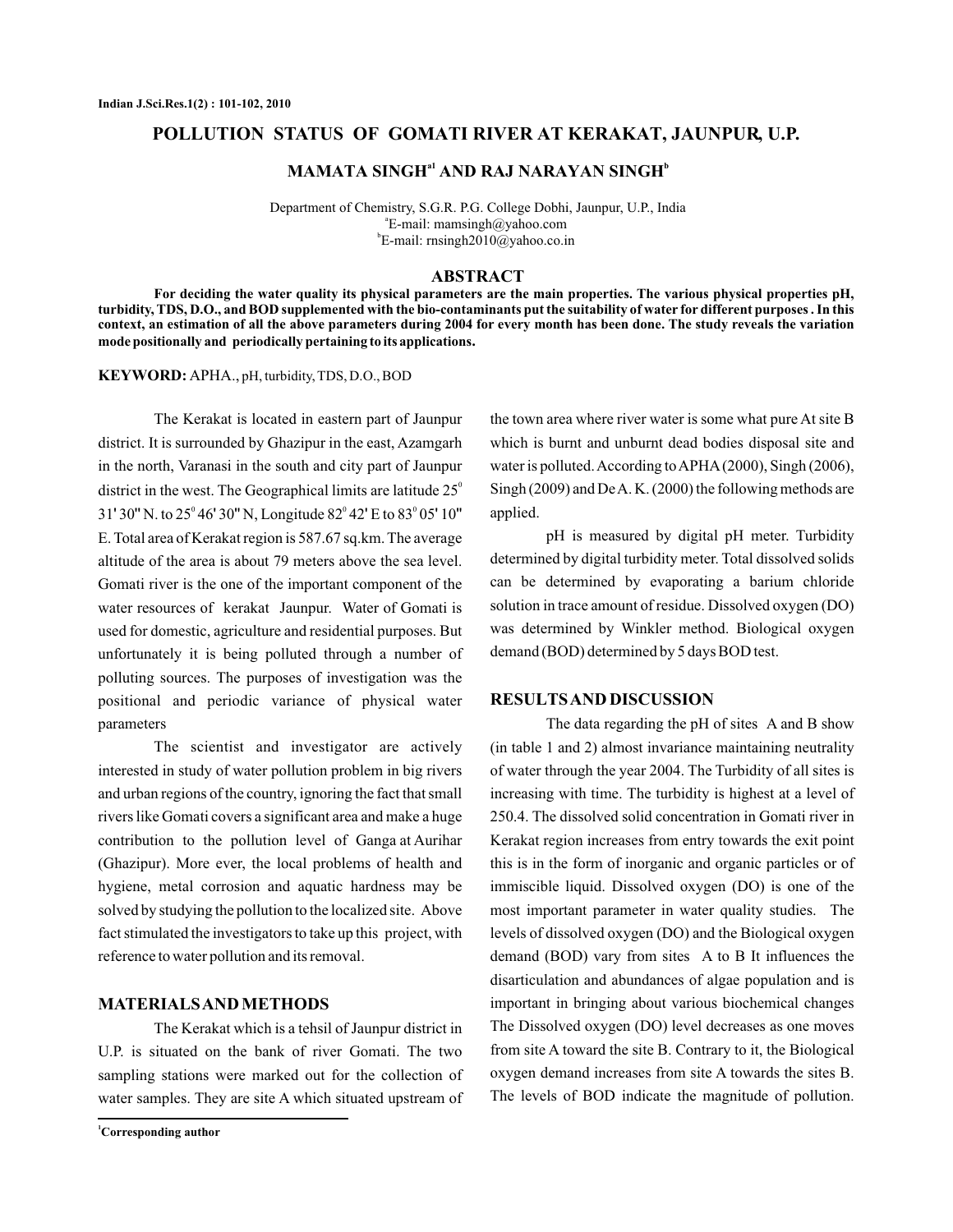# POLLUTION STATUS OF GOMATI RIVER AT KERAKAT, JAUNPUR, U.P.

**MAMATA SINGH[a1] AND RAJ NARAYAN SINGH[b]**

Department of Chemistry, S.G.R. P.G. College Dobhi, Jaunpur, U.P., India
[a]E-mail: mamsingh@yahoo.com
[b]E-mail: rnsingh2010@yahoo.co.in

## ABSTRACT

**For deciding the water quality its physical parameters are the main properties. The various physical properties pH, turbidity, TDS, D.O., and BOD supplemented with the bio-contaminants put the suitability of water for different purposes . In this context, an estimation of all the above parameters during 2004 for every month has been done. The study reveals the variation mode positionally and periodically pertaining to its applications.**

**KEYWORD:** APHA., pH, turbidity, TDS, D.O., BOD

The Kerakat is located in eastern part of Jaunpur district. It is surrounded by Ghazipur in the east, Azamgarh in the north, Varanasi in the south and city part of Jaunpur district in the west. The Geographical limits are latitude 25$^0$ 31' 30" N. to 25$^0$ 46' 30" N, Longitude 82$^0$ 42' E to 83$^0$ 05' 10" E. Total area of Kerakat region is 587.67 sq.km. The average altitude of the area is about 79 meters above the sea level. Gomati river is the one of the important component of the water resources of kerakat Jaunpur. Water of Gomati is used for domestic, agriculture and residential purposes. But unfortunately it is being polluted through a number of polluting sources. The purposes of investigation was the positional and periodic variance of physical water parameters

The scientist and investigator are actively interested in study of water pollution problem in big rivers and urban regions of the country, ignoring the fact that small rivers like Gomati covers a significant area and make a huge contribution to the pollution level of Ganga at Aurihar (Ghazipur). More ever, the local problems of health and hygiene, metal corrosion and aquatic hardness may be solved by studying the pollution to the localized site. Above fact stimulated the investigators to take up this project, with reference to water pollution and its removal.

## MATERIALS AND METHODS

The Kerakat which is a tehsil of Jaunpur district in U.P. is situated on the bank of river Gomati. The two sampling stations were marked out for the collection of water samples. They are site A which situated upstream of the town area where river water is some what pure At site B which is burnt and unburnt dead bodies disposal site and water is polluted. According to APHA (2000), Singh (2006), Singh (2009) and De A. K. (2000) the following methods are applied.

pH is measured by digital pH meter. Turbidity determined by digital turbidity meter. Total dissolved solids can be determined by evaporating a barium chloride solution in trace amount of residue. Dissolved oxygen (DO) was determined by Winkler method. Biological oxygen demand (BOD) determined by 5 days BOD test.

## RESULTS AND DISCUSSION

The data regarding the pH of sites A and B show (in table 1 and 2) almost invariance maintaining neutrality of water through the year 2004. The Turbidity of all sites is increasing with time. The turbidity is highest at a level of 250.4. The dissolved solid concentration in Gomati river in Kerakat region increases from entry towards the exit point this is in the form of inorganic and organic particles or of immiscible liquid. Dissolved oxygen (DO) is one of the most important parameter in water quality studies. The levels of dissolved oxygen (DO) and the Biological oxygen demand (BOD) vary from sites A to B It influences the disarticulation and abundances of algae population and is important in bringing about various biochemical changes The Dissolved oxygen (DO) level decreases as one moves from site A toward the site B. Contrary to it, the Biological oxygen demand increases from site A towards the sites B. The levels of BOD indicate the magnitude of pollution.

---

[1]**Corresponding author**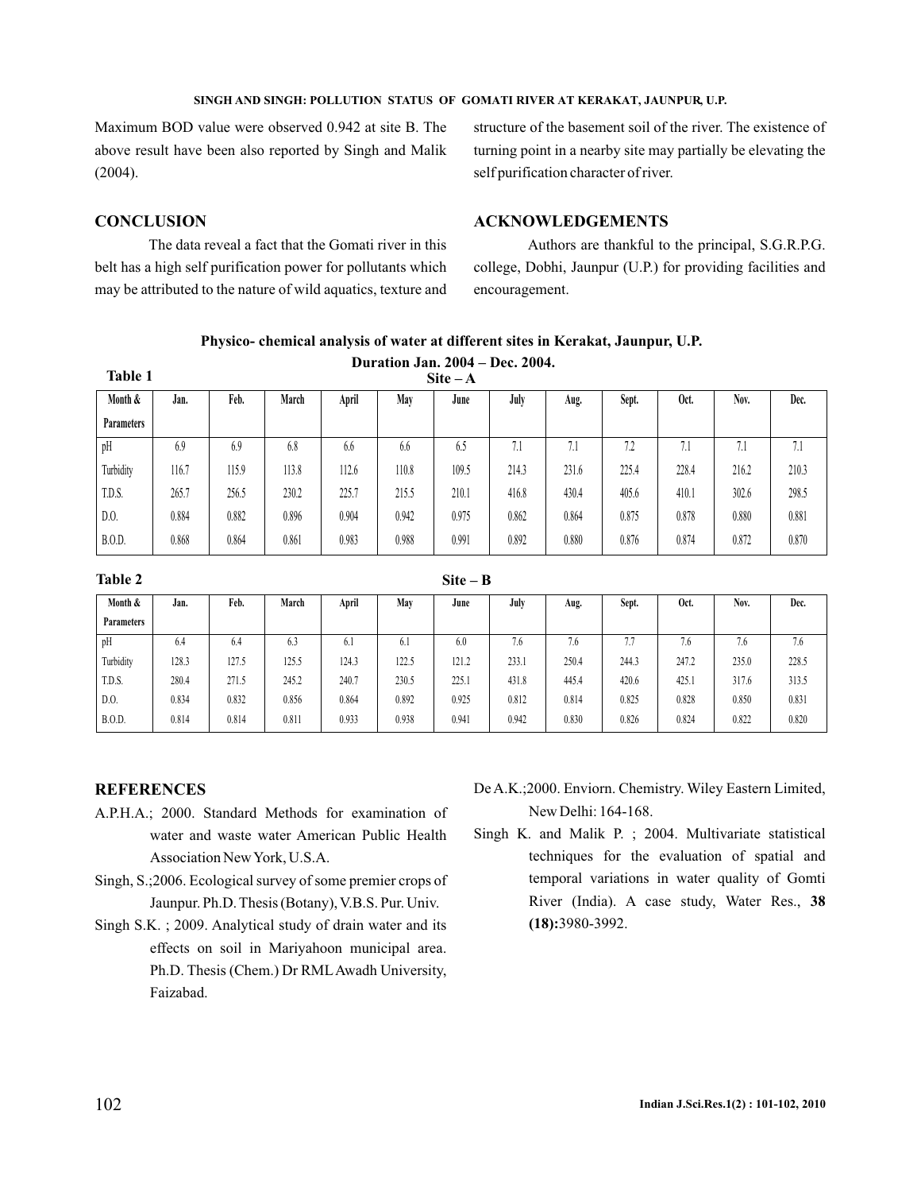Maximum BOD value were observed 0.942 at site B. The above result have been also reported by Singh and Malik (2004).

## CONCLUSION

The data reveal a fact that the Gomati river in this belt has a high self purification power for pollutants which may be attributed to the nature of wild aquatics, texture and structure of the basement soil of the river. The existence of turning point in a nearby site may partially be elevating the self purification character of river.

## ACKNOWLEDGEMENTS

Authors are thankful to the principal, S.G.R.P.G. college, Dobhi, Jaunpur (U.P.) for providing facilities and encouragement.

**Physico- chemical analysis of water at different sites in Kerakat, Jaunpur, U.P.**

**Duration Jan. 2004 – Dec. 2004.**

**Table 1** — **Site – A**

| Month & Parameters | Jan. | Feb. | March | April | May | June | July | Aug. | Sept. | Oct. | Nov. | Dec. |
|---|---|---|---|---|---|---|---|---|---|---|---|---|
| pH | 6.9 | 6.9 | 6.8 | 6.6 | 6.6 | 6.5 | 7.1 | 7.1 | 7.2 | 7.1 | 7.1 | 7.1 |
| Turbidity | 116.7 | 115.9 | 113.8 | 112.6 | 110.8 | 109.5 | 214.3 | 231.6 | 225.4 | 228.4 | 216.2 | 210.3 |
| T.D.S. | 265.7 | 256.5 | 230.2 | 225.7 | 215.5 | 210.1 | 416.8 | 430.4 | 405.6 | 410.1 | 302.6 | 298.5 |
| D.O. | 0.884 | 0.882 | 0.896 | 0.904 | 0.942 | 0.975 | 0.862 | 0.864 | 0.875 | 0.878 | 0.880 | 0.881 |
| B.O.D. | 0.868 | 0.864 | 0.861 | 0.983 | 0.988 | 0.991 | 0.892 | 0.880 | 0.876 | 0.874 | 0.872 | 0.870 |

**Table 2** — **Site – B**

| Month & Parameters | Jan. | Feb. | March | April | May | June | July | Aug. | Sept. | Oct. | Nov. | Dec. |
|---|---|---|---|---|---|---|---|---|---|---|---|---|
| pH | 6.4 | 6.4 | 6.3 | 6.1 | 6.1 | 6.0 | 7.6 | 7.6 | 7.7 | 7.6 | 7.6 | 7.6 |
| Turbidity | 128.3 | 127.5 | 125.5 | 124.3 | 122.5 | 121.2 | 233.1 | 250.4 | 244.3 | 247.2 | 235.0 | 228.5 |
| T.D.S. | 280.4 | 271.5 | 245.2 | 240.7 | 230.5 | 225.1 | 431.8 | 445.4 | 420.6 | 425.1 | 317.6 | 313.5 |
| D.O. | 0.834 | 0.832 | 0.856 | 0.864 | 0.892 | 0.925 | 0.812 | 0.814 | 0.825 | 0.828 | 0.850 | 0.831 |
| B.O.D. | 0.814 | 0.814 | 0.811 | 0.933 | 0.938 | 0.941 | 0.942 | 0.830 | 0.826 | 0.824 | 0.822 | 0.820 |

## REFERENCES

A.P.H.A.; 2000. Standard Methods for examination of water and waste water American Public Health Association New York, U.S.A.

Singh, S.;2006. Ecological survey of some premier crops of Jaunpur. Ph.D. Thesis (Botany), V.B.S. Pur. Univ.

Singh S.K. ; 2009. Analytical study of drain water and its effects on soil in Mariyahoon municipal area. Ph.D. Thesis (Chem.) Dr RML Awadh University, Faizabad.

De A.K.;2000. Enviorn. Chemistry. Wiley Eastern Limited, New Delhi: 164-168.

Singh K. and Malik P. ; 2004. Multivariate statistical techniques for the evaluation of spatial and temporal variations in water quality of Gomti River (India). A case study, Water Res., **38 (18):**3980-3992.